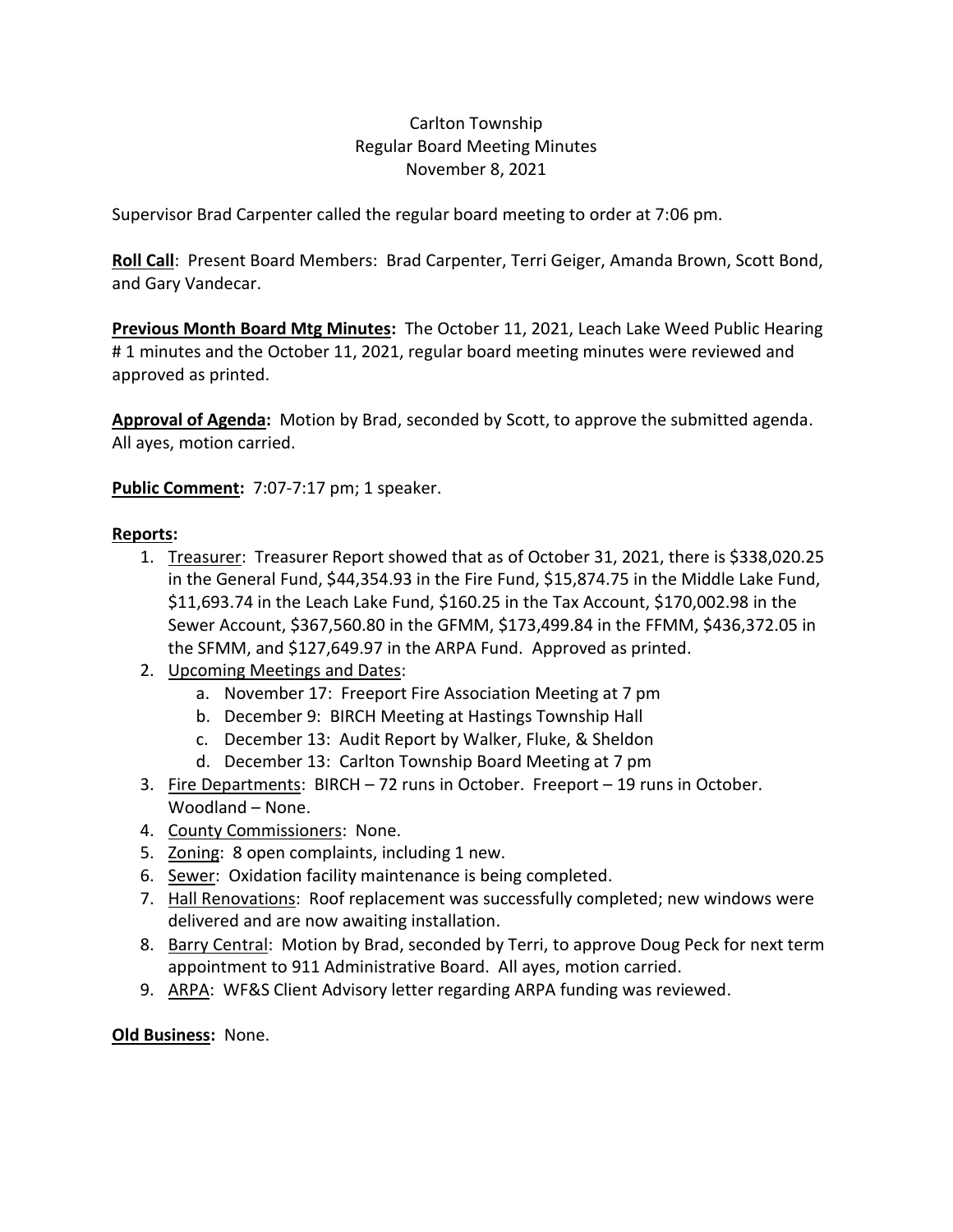Carlton Township
Regular Board Meeting Minutes
November 8, 2021

Supervisor Brad Carpenter called the regular board meeting to order at 7:06 pm.

**Roll Call**: Present Board Members: Brad Carpenter, Terri Geiger, Amanda Brown, Scott Bond, and Gary Vandecar.

**Previous Month Board Mtg Minutes:** The October 11, 2021, Leach Lake Weed Public Hearing # 1 minutes and the October 11, 2021, regular board meeting minutes were reviewed and approved as printed.

**Approval of Agenda:** Motion by Brad, seconded by Scott, to approve the submitted agenda. All ayes, motion carried.

**Public Comment:** 7:07-7:17 pm; 1 speaker.

**Reports:**

1. Treasurer: Treasurer Report showed that as of October 31, 2021, there is $338,020.25 in the General Fund, $44,354.93 in the Fire Fund, $15,874.75 in the Middle Lake Fund, $11,693.74 in the Leach Lake Fund, $160.25 in the Tax Account, $170,002.98 in the Sewer Account, $367,560.80 in the GFMM, $173,499.84 in the FFMM, $436,372.05 in the SFMM, and $127,649.97 in the ARPA Fund. Approved as printed.
2. Upcoming Meetings and Dates:
   a. November 17: Freeport Fire Association Meeting at 7 pm
   b. December 9: BIRCH Meeting at Hastings Township Hall
   c. December 13: Audit Report by Walker, Fluke, & Sheldon
   d. December 13: Carlton Township Board Meeting at 7 pm
3. Fire Departments: BIRCH – 72 runs in October. Freeport – 19 runs in October. Woodland – None.
4. County Commissioners: None.
5. Zoning: 8 open complaints, including 1 new.
6. Sewer: Oxidation facility maintenance is being completed.
7. Hall Renovations: Roof replacement was successfully completed; new windows were delivered and are now awaiting installation.
8. Barry Central: Motion by Brad, seconded by Terri, to approve Doug Peck for next term appointment to 911 Administrative Board. All ayes, motion carried.
9. ARPA: WF&S Client Advisory letter regarding ARPA funding was reviewed.

**Old Business:** None.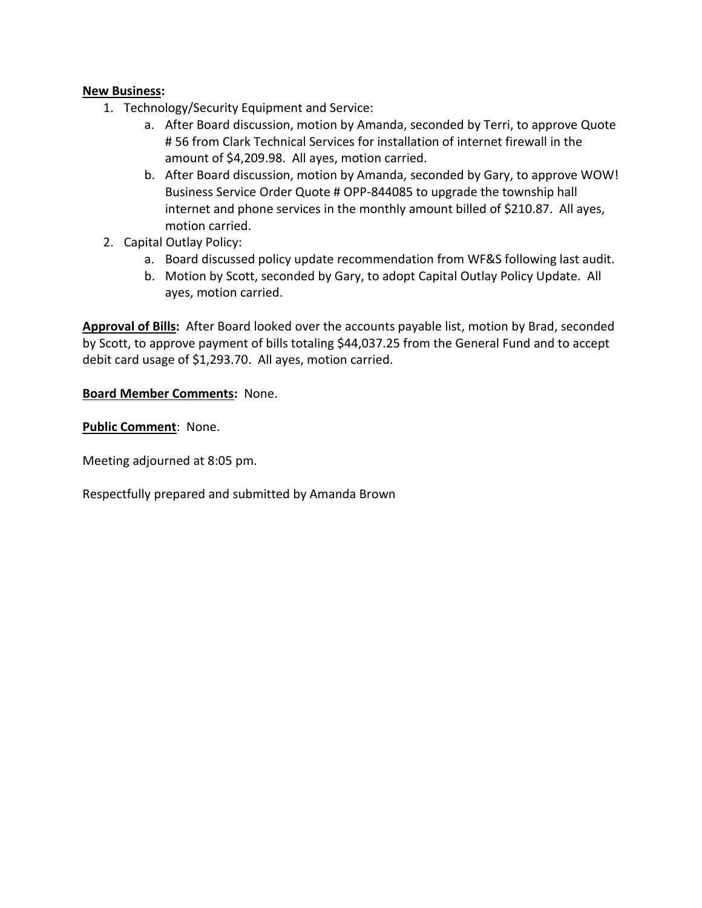**<u>New Business</u>:**

1. Technology/Security Equipment and Service:
    a. After Board discussion, motion by Amanda, seconded by Terri, to approve Quote # 56 from Clark Technical Services for installation of internet firewall in the amount of $4,209.98. All ayes, motion carried.
    b. After Board discussion, motion by Amanda, seconded by Gary, to approve WOW! Business Service Order Quote # OPP-844085 to upgrade the township hall internet and phone services in the monthly amount billed of $210.87. All ayes, motion carried.
2. Capital Outlay Policy:
    a. Board discussed policy update recommendation from WF&S following last audit.
    b. Motion by Scott, seconded by Gary, to adopt Capital Outlay Policy Update. All ayes, motion carried.

**<u>Approval of Bills</u>:** After Board looked over the accounts payable list, motion by Brad, seconded by Scott, to approve payment of bills totaling $44,037.25 from the General Fund and to accept debit card usage of $1,293.70. All ayes, motion carried.

**<u>Board Member Comments</u>:** None.

**<u>Public Comment</u>**: None.

Meeting adjourned at 8:05 pm.

Respectfully prepared and submitted by Amanda Brown